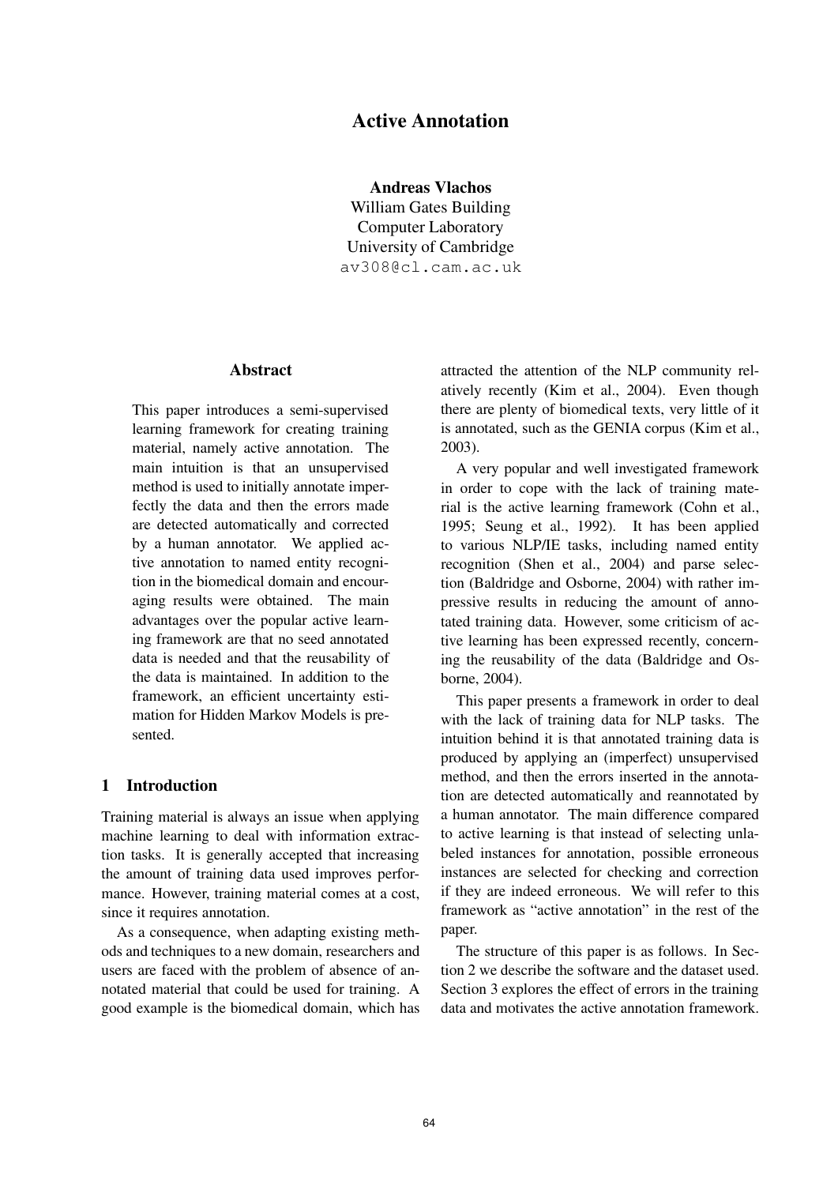# Active Annotation

**Andreas Vlachos**
William Gates Building
Computer Laboratory
University of Cambridge
av308@cl.cam.ac.uk

## Abstract

This paper introduces a semi-supervised learning framework for creating training material, namely active annotation. The main intuition is that an unsupervised method is used to initially annotate imperfectly the data and then the errors made are detected automatically and corrected by a human annotator. We applied active annotation to named entity recognition in the biomedical domain and encouraging results were obtained. The main advantages over the popular active learning framework are that no seed annotated data is needed and that the reusability of the data is maintained. In addition to the framework, an efficient uncertainty estimation for Hidden Markov Models is presented.

## 1 Introduction

Training material is always an issue when applying machine learning to deal with information extraction tasks. It is generally accepted that increasing the amount of training data used improves performance. However, training material comes at a cost, since it requires annotation.

As a consequence, when adapting existing methods and techniques to a new domain, researchers and users are faced with the problem of absence of annotated material that could be used for training. A good example is the biomedical domain, which has attracted the attention of the NLP community relatively recently (Kim et al., 2004). Even though there are plenty of biomedical texts, very little of it is annotated, such as the GENIA corpus (Kim et al., 2003).

A very popular and well investigated framework in order to cope with the lack of training material is the active learning framework (Cohn et al., 1995; Seung et al., 1992). It has been applied to various NLP/IE tasks, including named entity recognition (Shen et al., 2004) and parse selection (Baldridge and Osborne, 2004) with rather impressive results in reducing the amount of annotated training data. However, some criticism of active learning has been expressed recently, concerning the reusability of the data (Baldridge and Osborne, 2004).

This paper presents a framework in order to deal with the lack of training data for NLP tasks. The intuition behind it is that annotated training data is produced by applying an (imperfect) unsupervised method, and then the errors inserted in the annotation are detected automatically and reannotated by a human annotator. The main difference compared to active learning is that instead of selecting unlabeled instances for annotation, possible erroneous instances are selected for checking and correction if they are indeed erroneous. We will refer to this framework as "active annotation" in the rest of the paper.

The structure of this paper is as follows. In Section 2 we describe the software and the dataset used. Section 3 explores the effect of errors in the training data and motivates the active annotation framework.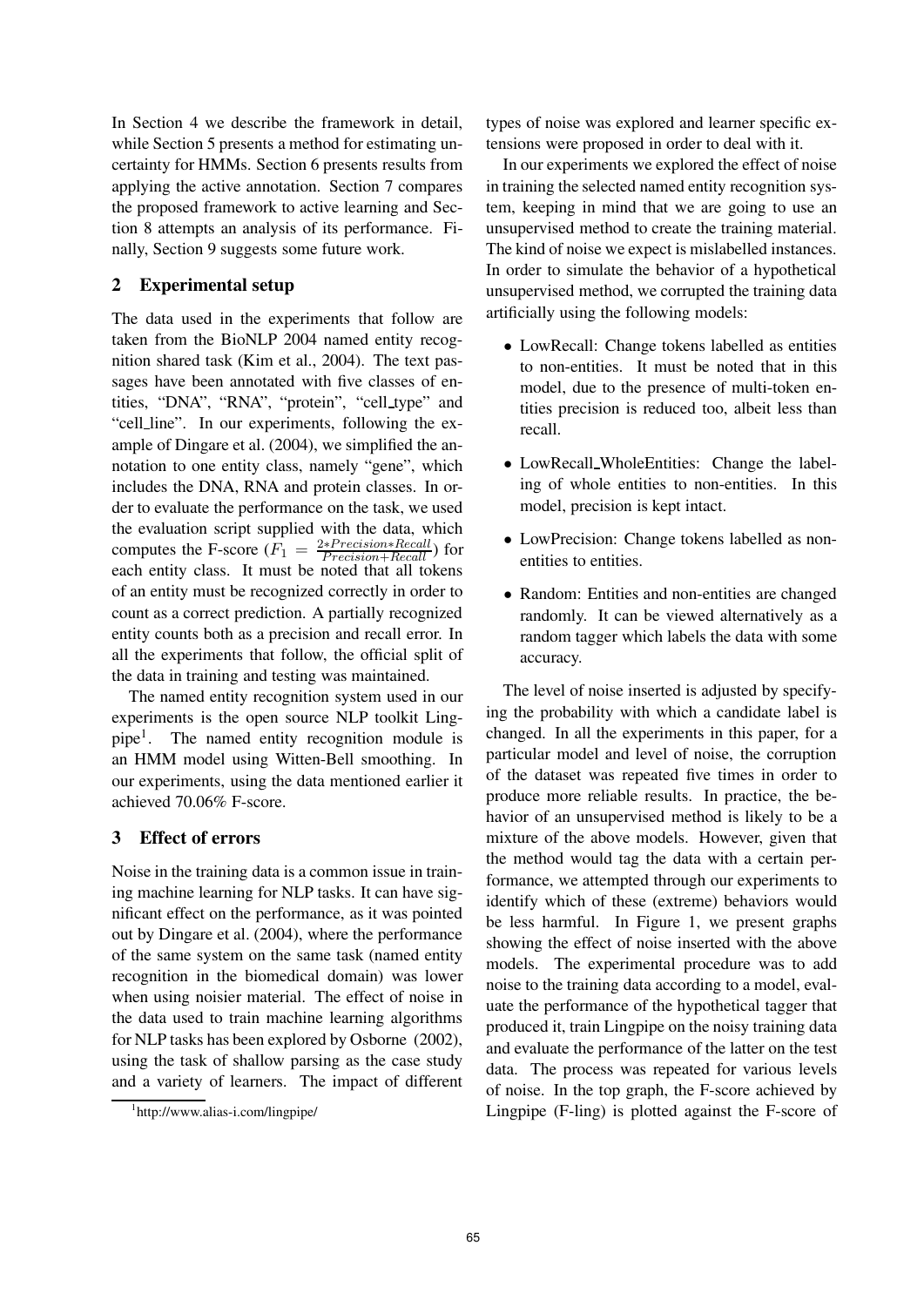In Section 4 we describe the framework in detail, while Section 5 presents a method for estimating uncertainty for HMMs. Section 6 presents results from applying the active annotation. Section 7 compares the proposed framework to active learning and Section 8 attempts an analysis of its performance. Finally, Section 9 suggests some future work.

## 2 Experimental setup

The data used in the experiments that follow are taken from the BioNLP 2004 named entity recognition shared task (Kim et al., 2004). The text passages have been annotated with five classes of entities, "DNA", "RNA", "protein", "cell_type" and "cell_line". In our experiments, following the example of Dingare et al. (2004), we simplified the annotation to one entity class, namely "gene", which includes the DNA, RNA and protein classes. In order to evaluate the performance on the task, we used the evaluation script supplied with the data, which computes the F-score ($F_1 = \frac{2*Precision*Recall}{Precision+Recall}$) for each entity class. It must be noted that all tokens of an entity must be recognized correctly in order to count as a correct prediction. A partially recognized entity counts both as a precision and recall error. In all the experiments that follow, the official split of the data in training and testing was maintained.

The named entity recognition system used in our experiments is the open source NLP toolkit Lingpipe[1]. The named entity recognition module is an HMM model using Witten-Bell smoothing. In our experiments, using the data mentioned earlier it achieved 70.06% F-score.

## 3 Effect of errors

Noise in the training data is a common issue in training machine learning for NLP tasks. It can have significant effect on the performance, as it was pointed out by Dingare et al. (2004), where the performance of the same system on the same task (named entity recognition in the biomedical domain) was lower when using noisier material. The effect of noise in the data used to train machine learning algorithms for NLP tasks has been explored by Osborne (2002), using the task of shallow parsing as the case study and a variety of learners. The impact of different types of noise was explored and learner specific extensions were proposed in order to deal with it.

In our experiments we explored the effect of noise in training the selected named entity recognition system, keeping in mind that we are going to use an unsupervised method to create the training material. The kind of noise we expect is mislabelled instances. In order to simulate the behavior of a hypothetical unsupervised method, we corrupted the training data artificially using the following models:

- LowRecall: Change tokens labelled as entities to non-entities. It must be noted that in this model, due to the presence of multi-token entities precision is reduced too, albeit less than recall.
- LowRecall_WholeEntities: Change the labeling of whole entities to non-entities. In this model, precision is kept intact.
- LowPrecision: Change tokens labelled as non-entities to entities.
- Random: Entities and non-entities are changed randomly. It can be viewed alternatively as a random tagger which labels the data with some accuracy.

The level of noise inserted is adjusted by specifying the probability with which a candidate label is changed. In all the experiments in this paper, for a particular model and level of noise, the corruption of the dataset was repeated five times in order to produce more reliable results. In practice, the behavior of an unsupervised method is likely to be a mixture of the above models. However, given that the method would tag the data with a certain performance, we attempted through our experiments to identify which of these (extreme) behaviors would be less harmful. In Figure 1, we present graphs showing the effect of noise inserted with the above models. The experimental procedure was to add noise to the training data according to a model, evaluate the performance of the hypothetical tagger that produced it, train Lingpipe on the noisy training data and evaluate the performance of the latter on the test data. The process was repeated for various levels of noise. In the top graph, the F-score achieved by Lingpipe (F-ling) is plotted against the F-score of

[1] http://www.alias-i.com/lingpipe/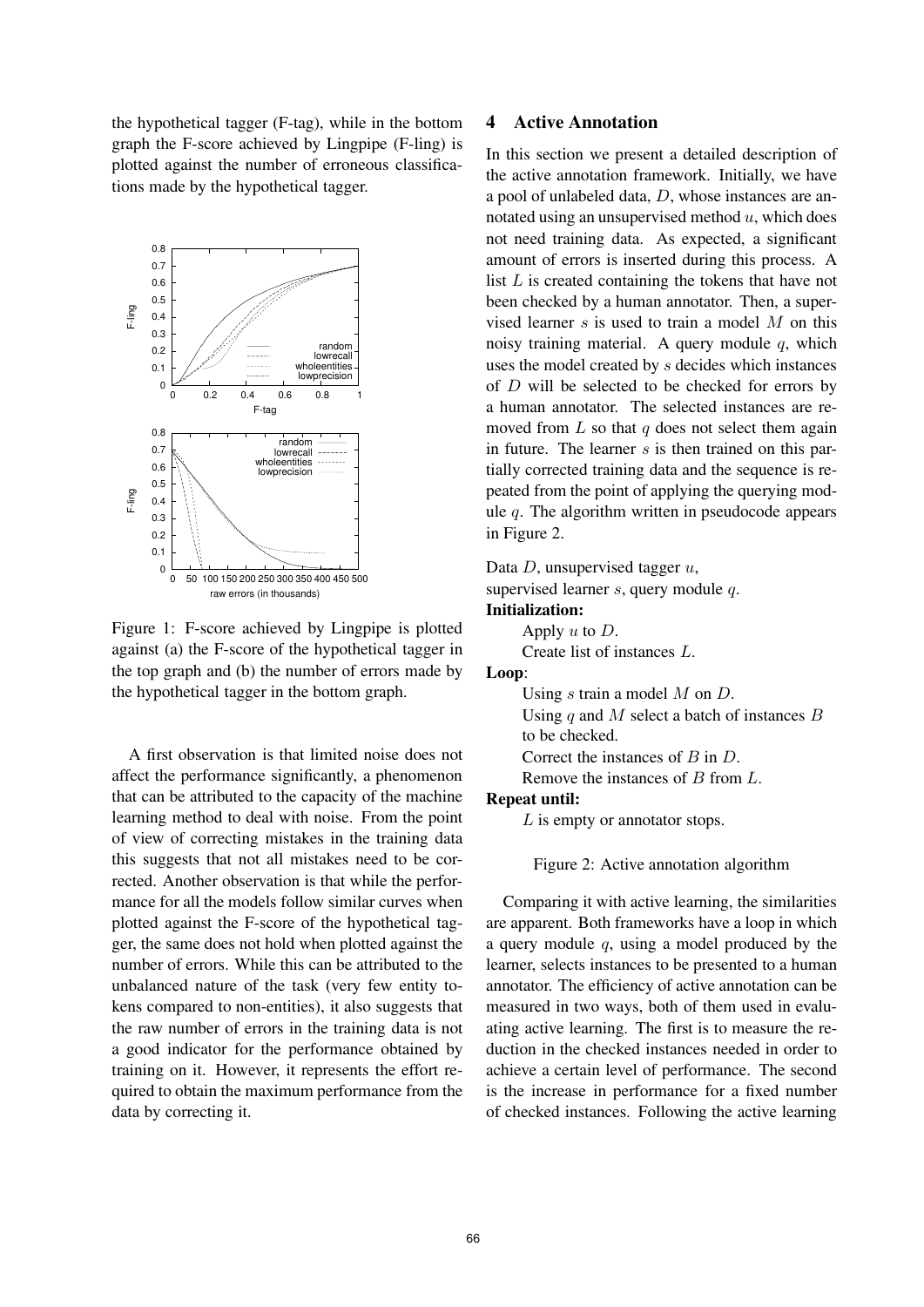the hypothetical tagger (F-tag), while in the bottom graph the F-score achieved by Lingpipe (F-ling) is plotted against the number of erroneous classifications made by the hypothetical tagger.

Figure 1: F-score achieved by Lingpipe is plotted against (a) the F-score of the hypothetical tagger in the top graph and (b) the number of errors made by the hypothetical tagger in the bottom graph.

A first observation is that limited noise does not affect the performance significantly, a phenomenon that can be attributed to the capacity of the machine learning method to deal with noise. From the point of view of correcting mistakes in the training data this suggests that not all mistakes need to be corrected. Another observation is that while the performance for all the models follow similar curves when plotted against the F-score of the hypothetical tagger, the same does not hold when plotted against the number of errors. While this can be attributed to the unbalanced nature of the task (very few entity tokens compared to non-entities), it also suggests that the raw number of errors in the training data is not a good indicator for the performance obtained by training on it. However, it represents the effort required to obtain the maximum performance from the data by correcting it.

## 4 Active Annotation

In this section we present a detailed description of the active annotation framework. Initially, we have a pool of unlabeled data, $D$, whose instances are annotated using an unsupervised method $u$, which does not need training data. As expected, a significant amount of errors is inserted during this process. A list $L$ is created containing the tokens that have not been checked by a human annotator. Then, a supervised learner $s$ is used to train a model $M$ on this noisy training material. A query module $q$, which uses the model created by $s$ decides which instances of $D$ will be selected to be checked for errors by a human annotator. The selected instances are removed from $L$ so that $q$ does not select them again in future. The learner $s$ is then trained on this partially corrected training data and the sequence is repeated from the point of applying the querying module $q$. The algorithm written in pseudocode appears in Figure 2.

Data $D$, unsupervised tagger $u$,
supervised learner $s$, query module $q$.

**Initialization:**

Apply $u$ to $D$.
Create list of instances $L$.

**Loop**:

Using $s$ train a model $M$ on $D$.
Using $q$ and $M$ select a batch of instances $B$ to be checked.
Correct the instances of $B$ in $D$.
Remove the instances of $B$ from $L$.

**Repeat until:**

$L$ is empty or annotator stops.

Figure 2: Active annotation algorithm

Comparing it with active learning, the similarities are apparent. Both frameworks have a loop in which a query module $q$, using a model produced by the learner, selects instances to be presented to a human annotator. The efficiency of active annotation can be measured in two ways, both of them used in evaluating active learning. The first is to measure the reduction in the checked instances needed in order to achieve a certain level of performance. The second is the increase in performance for a fixed number of checked instances. Following the active learning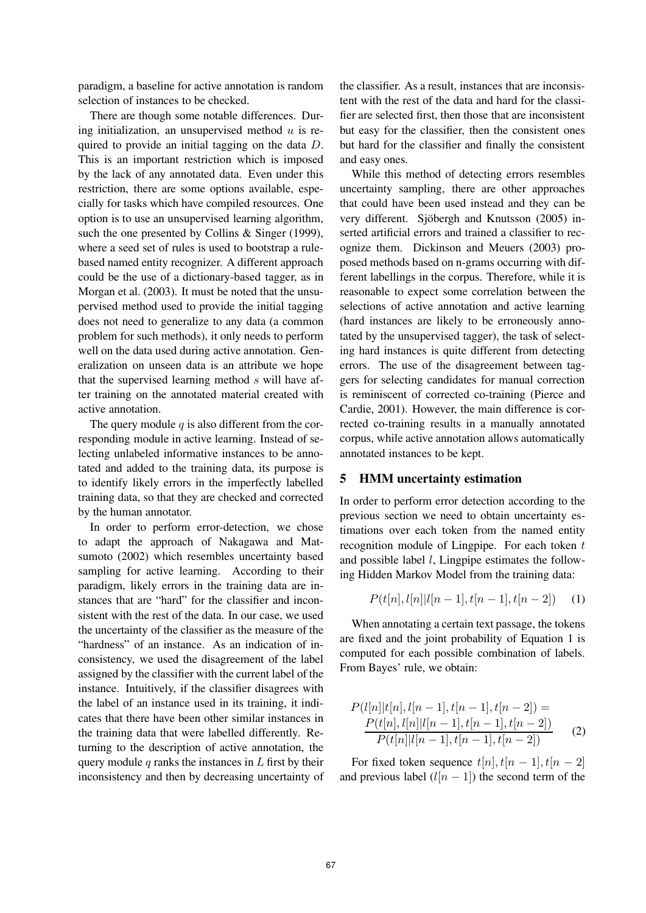paradigm, a baseline for active annotation is random selection of instances to be checked.

There are though some notable differences. During initialization, an unsupervised method $u$ is required to provide an initial tagging on the data $D$. This is an important restriction which is imposed by the lack of any annotated data. Even under this restriction, there are some options available, especially for tasks which have compiled resources. One option is to use an unsupervised learning algorithm, such the one presented by Collins & Singer (1999), where a seed set of rules is used to bootstrap a rule-based named entity recognizer. A different approach could be the use of a dictionary-based tagger, as in Morgan et al. (2003). It must be noted that the unsupervised method used to provide the initial tagging does not need to generalize to any data (a common problem for such methods), it only needs to perform well on the data used during active annotation. Generalization on unseen data is an attribute we hope that the supervised learning method $s$ will have after training on the annotated material created with active annotation.

The query module $q$ is also different from the corresponding module in active learning. Instead of selecting unlabeled informative instances to be annotated and added to the training data, its purpose is to identify likely errors in the imperfectly labelled training data, so that they are checked and corrected by the human annotator.

In order to perform error-detection, we chose to adapt the approach of Nakagawa and Matsumoto (2002) which resembles uncertainty based sampling for active learning. According to their paradigm, likely errors in the training data are instances that are "hard" for the classifier and inconsistent with the rest of the data. In our case, we used the uncertainty of the classifier as the measure of the "hardness" of an instance. As an indication of inconsistency, we used the disagreement of the label assigned by the classifier with the current label of the instance. Intuitively, if the classifier disagrees with the label of an instance used in its training, it indicates that there have been other similar instances in the training data that were labelled differently. Returning to the description of active annotation, the query module $q$ ranks the instances in $L$ first by their inconsistency and then by decreasing uncertainty of the classifier. As a result, instances that are inconsistent with the rest of the data and hard for the classifier are selected first, then those that are inconsistent but easy for the classifier, then the consistent ones but hard for the classifier and finally the consistent and easy ones.

While this method of detecting errors resembles uncertainty sampling, there are other approaches that could have been used instead and they can be very different. Sjöbergh and Knutsson (2005) inserted artificial errors and trained a classifier to recognize them. Dickinson and Meuers (2003) proposed methods based on n-grams occurring with different labellings in the corpus. Therefore, while it is reasonable to expect some correlation between the selections of active annotation and active learning (hard instances are likely to be erroneously annotated by the unsupervised tagger), the task of selecting hard instances is quite different from detecting errors. The use of the disagreement between taggers for selecting candidates for manual correction is reminiscent of corrected co-training (Pierce and Cardie, 2001). However, the main difference is corrected co-training results in a manually annotated corpus, while active annotation allows automatically annotated instances to be kept.

## 5 HMM uncertainty estimation

In order to perform error detection according to the previous section we need to obtain uncertainty estimations over each token from the named entity recognition module of Lingpipe. For each token $t$ and possible label $l$, Lingpipe estimates the following Hidden Markov Model from the training data:

$$P(t[n], l[n]|l[n-1], t[n-1], t[n-2]) \quad (1)$$

When annotating a certain text passage, the tokens are fixed and the joint probability of Equation 1 is computed for each possible combination of labels. From Bayes' rule, we obtain:

$$P(l[n]|t[n], l[n-1], t[n-1], t[n-2]) = \frac{P(t[n], l[n]|l[n-1], t[n-1], t[n-2])}{P(t[n]|l[n-1], t[n-1], t[n-2])} \quad (2)$$

For fixed token sequence $t[n], t[n-1], t[n-2]$ and previous label ($l[n-1]$) the second term of the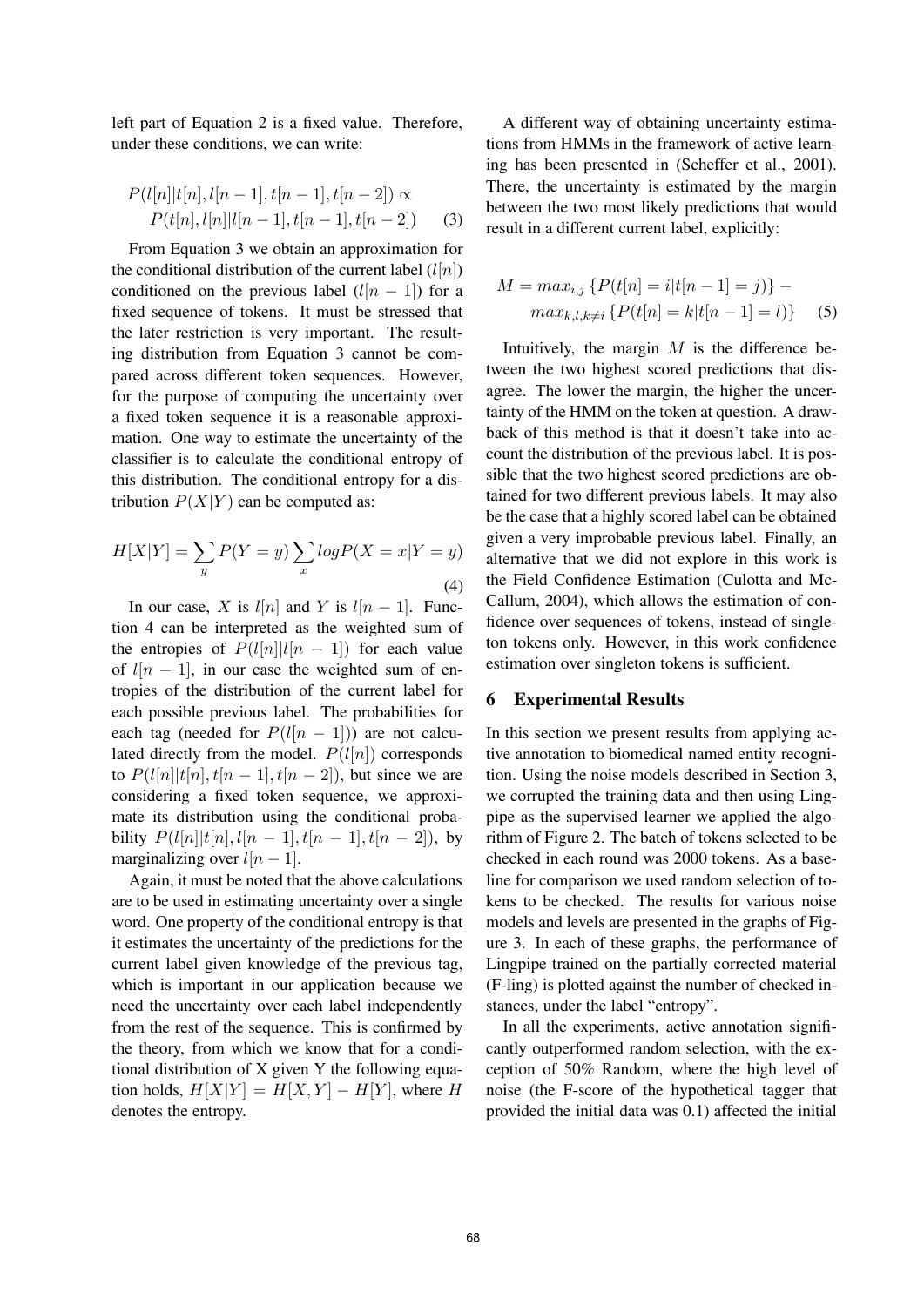left part of Equation 2 is a fixed value. Therefore, under these conditions, we can write:

$$P(l[n]|t[n], l[n-1], t[n-1], t[n-2]) \propto P(t[n], l[n]|l[n-1], t[n-1], t[n-2]) \quad (3)$$

From Equation 3 we obtain an approximation for the conditional distribution of the current label ($l[n]$) conditioned on the previous label ($l[n-1]$) for a fixed sequence of tokens. It must be stressed that the later restriction is very important. The resulting distribution from Equation 3 cannot be compared across different token sequences. However, for the purpose of computing the uncertainty over a fixed token sequence it is a reasonable approximation. One way to estimate the uncertainty of the classifier is to calculate the conditional entropy of this distribution. The conditional entropy for a distribution $P(X|Y)$ can be computed as:

$$H[X|Y] = \sum_{y} P(Y = y) \sum_{x} log P(X = x|Y = y) \quad (4)$$

In our case, $X$ is $l[n]$ and $Y$ is $l[n-1]$. Function 4 can be interpreted as the weighted sum of the entropies of $P(l[n]|l[n-1])$ for each value of $l[n-1]$, in our case the weighted sum of entropies of the distribution of the current label for each possible previous label. The probabilities for each tag (needed for $P(l[n-1])$) are not calculated directly from the model. $P(l[n])$ corresponds to $P(l[n]|t[n], t[n-1], t[n-2])$, but since we are considering a fixed token sequence, we approximate its distribution using the conditional probability $P(l[n]|t[n], l[n-1], t[n-1], t[n-2])$, by marginalizing over $l[n-1]$.

Again, it must be noted that the above calculations are to be used in estimating uncertainty over a single word. One property of the conditional entropy is that it estimates the uncertainty of the predictions for the current label given knowledge of the previous tag, which is important in our application because we need the uncertainty over each label independently from the rest of the sequence. This is confirmed by the theory, from which we know that for a conditional distribution of X given Y the following equation holds, $H[X|Y] = H[X, Y] - H[Y]$, where $H$ denotes the entropy.

A different way of obtaining uncertainty estimations from HMMs in the framework of active learning has been presented in (Scheffer et al., 2001). There, the uncertainty is estimated by the margin between the two most likely predictions that would result in a different current label, explicitly:

$$M = max_{i,j} \{P(t[n] = i|t[n-1] = j)\} - max_{k,l,k \neq i} \{P(t[n] = k|t[n-1] = l)\} \quad (5)$$

Intuitively, the margin $M$ is the difference between the two highest scored predictions that disagree. The lower the margin, the higher the uncertainty of the HMM on the token at question. A drawback of this method is that it doesn't take into account the distribution of the previous label. It is possible that the two highest scored predictions are obtained for two different previous labels. It may also be the case that a highly scored label can be obtained given a very improbable previous label. Finally, an alternative that we did not explore in this work is the Field Confidence Estimation (Culotta and McCallum, 2004), which allows the estimation of confidence over sequences of tokens, instead of singleton tokens only. However, in this work confidence estimation over singleton tokens is sufficient.

## 6 Experimental Results

In this section we present results from applying active annotation to biomedical named entity recognition. Using the noise models described in Section 3, we corrupted the training data and then using Lingpipe as the supervised learner we applied the algorithm of Figure 2. The batch of tokens selected to be checked in each round was 2000 tokens. As a baseline for comparison we used random selection of tokens to be checked. The results for various noise models and levels are presented in the graphs of Figure 3. In each of these graphs, the performance of Lingpipe trained on the partially corrected material (F-ling) is plotted against the number of checked instances, under the label "entropy".

In all the experiments, active annotation significantly outperformed random selection, with the exception of 50% Random, where the high level of noise (the F-score of the hypothetical tagger that provided the initial data was 0.1) affected the initial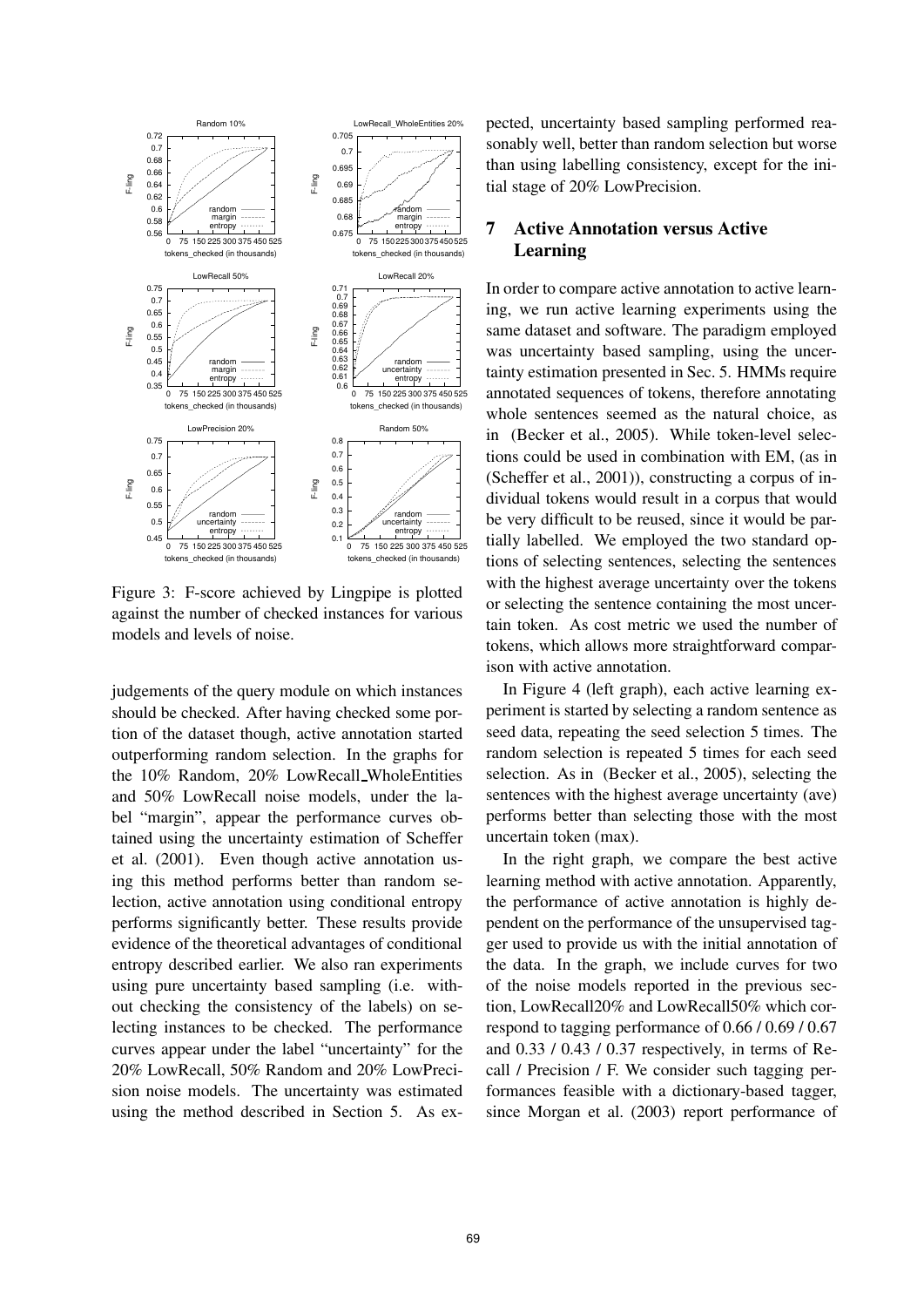Figure 3: F-score achieved by Lingpipe is plotted against the number of checked instances for various models and levels of noise.

judgements of the query module on which instances should be checked. After having checked some portion of the dataset though, active annotation started outperforming random selection. In the graphs for the 10% Random, 20% LowRecall_WholeEntities and 50% LowRecall noise models, under the label "margin", appear the performance curves obtained using the uncertainty estimation of Scheffer et al. (2001). Even though active annotation using this method performs better than random selection, active annotation using conditional entropy performs significantly better. These results provide evidence of the theoretical advantages of conditional entropy described earlier. We also ran experiments using pure uncertainty based sampling (i.e. without checking the consistency of the labels) on selecting instances to be checked. The performance curves appear under the label "uncertainty" for the 20% LowRecall, 50% Random and 20% LowPrecision noise models. The uncertainty was estimated using the method described in Section 5. As expected, uncertainty based sampling performed reasonably well, better than random selection but worse than using labelling consistency, except for the initial stage of 20% LowPrecision.

## 7 Active Annotation versus Active Learning

In order to compare active annotation to active learning, we run active learning experiments using the same dataset and software. The paradigm employed was uncertainty based sampling, using the uncertainty estimation presented in Sec. 5. HMMs require annotated sequences of tokens, therefore annotating whole sentences seemed as the natural choice, as in (Becker et al., 2005). While token-level selections could be used in combination with EM, (as in (Scheffer et al., 2001)), constructing a corpus of individual tokens would result in a corpus that would be very difficult to be reused, since it would be partially labelled. We employed the two standard options of selecting sentences, selecting the sentences with the highest average uncertainty over the tokens or selecting the sentence containing the most uncertain token. As cost metric we used the number of tokens, which allows more straightforward comparison with active annotation.

In Figure 4 (left graph), each active learning experiment is started by selecting a random sentence as seed data, repeating the seed selection 5 times. The random selection is repeated 5 times for each seed selection. As in (Becker et al., 2005), selecting the sentences with the highest average uncertainty (ave) performs better than selecting those with the most uncertain token (max).

In the right graph, we compare the best active learning method with active annotation. Apparently, the performance of active annotation is highly dependent on the performance of the unsupervised tagger used to provide us with the initial annotation of the data. In the graph, we include curves for two of the noise models reported in the previous section, LowRecall20% and LowRecall50% which correspond to tagging performance of 0.66 / 0.69 / 0.67 and 0.33 / 0.43 / 0.37 respectively, in terms of Recall / Precision / F. We consider such tagging performances feasible with a dictionary-based tagger, since Morgan et al. (2003) report performance of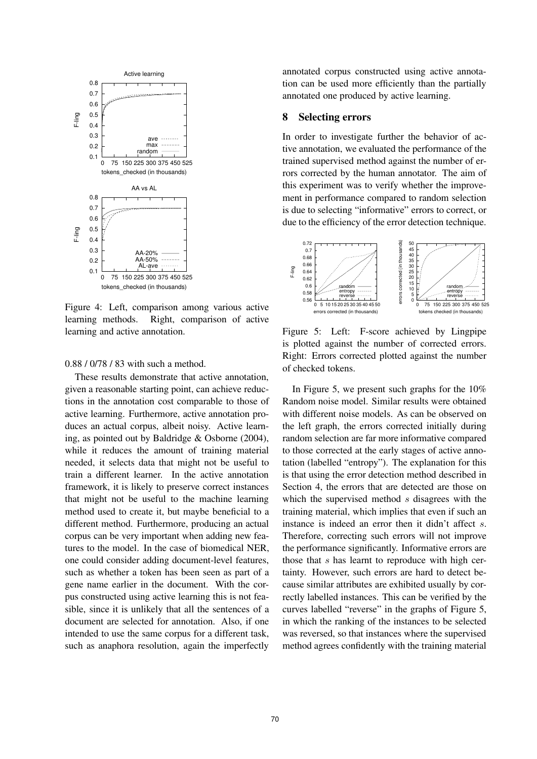Figure 4: Left, comparison among various active learning methods. Right, comparison of active learning and active annotation.

0.88 / 0/78 / 83 with such a method.

These results demonstrate that active annotation, given a reasonable starting point, can achieve reductions in the annotation cost comparable to those of active learning. Furthermore, active annotation produces an actual corpus, albeit noisy. Active learning, as pointed out by Baldridge & Osborne (2004), while it reduces the amount of training material needed, it selects data that might not be useful to train a different learner. In the active annotation framework, it is likely to preserve correct instances that might not be useful to the machine learning method used to create it, but maybe beneficial to a different method. Furthermore, producing an actual corpus can be very important when adding new features to the model. In the case of biomedical NER, one could consider adding document-level features, such as whether a token has been seen as part of a gene name earlier in the document. With the corpus constructed using active learning this is not feasible, since it is unlikely that all the sentences of a document are selected for annotation. Also, if one intended to use the same corpus for a different task, such as anaphora resolution, again the imperfectly annotated corpus constructed using active annotation can be used more efficiently than the partially annotated one produced by active learning.

## 8 Selecting errors

In order to investigate further the behavior of active annotation, we evaluated the performance of the trained supervised method against the number of errors corrected by the human annotator. The aim of this experiment was to verify whether the improvement in performance compared to random selection is due to selecting "informative" errors to correct, or due to the efficiency of the error detection technique.

Figure 5: Left: F-score achieved by Lingpipe is plotted against the number of corrected errors. Right: Errors corrected plotted against the number of checked tokens.

In Figure 5, we present such graphs for the 10% Random noise model. Similar results were obtained with different noise models. As can be observed on the left graph, the errors corrected initially during random selection are far more informative compared to those corrected at the early stages of active annotation (labelled "entropy"). The explanation for this is that using the error detection method described in Section 4, the errors that are detected are those on which the supervised method $s$ disagrees with the training material, which implies that even if such an instance is indeed an error then it didn't affect $s$. Therefore, correcting such errors will not improve the performance significantly. Informative errors are those that $s$ has learnt to reproduce with high certainty. However, such errors are hard to detect because similar attributes are exhibited usually by correctly labelled instances. This can be verified by the curves labelled "reverse" in the graphs of Figure 5, in which the ranking of the instances to be selected was reversed, so that instances where the supervised method agrees confidently with the training material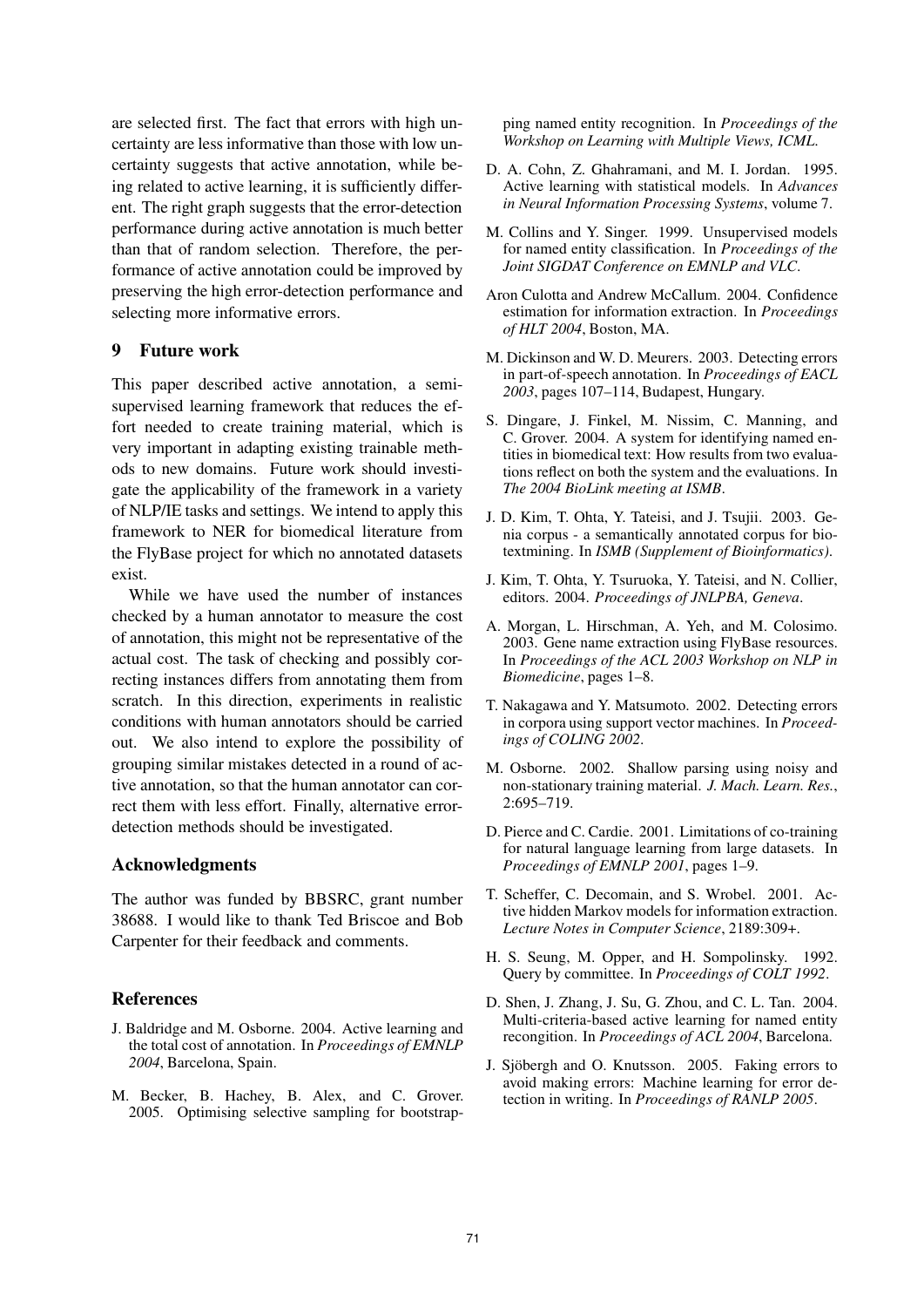are selected first. The fact that errors with high uncertainty are less informative than those with low uncertainty suggests that active annotation, while being related to active learning, it is sufficiently different. The right graph suggests that the error-detection performance during active annotation is much better than that of random selection. Therefore, the performance of active annotation could be improved by preserving the high error-detection performance and selecting more informative errors.

## 9 Future work

This paper described active annotation, a semi-supervised learning framework that reduces the effort needed to create training material, which is very important in adapting existing trainable methods to new domains. Future work should investigate the applicability of the framework in a variety of NLP/IE tasks and settings. We intend to apply this framework to NER for biomedical literature from the FlyBase project for which no annotated datasets exist.

While we have used the number of instances checked by a human annotator to measure the cost of annotation, this might not be representative of the actual cost. The task of checking and possibly correcting instances differs from annotating them from scratch. In this direction, experiments in realistic conditions with human annotators should be carried out. We also intend to explore the possibility of grouping similar mistakes detected in a round of active annotation, so that the human annotator can correct them with less effort. Finally, alternative error-detection methods should be investigated.

## Acknowledgments

The author was funded by BBSRC, grant number 38688. I would like to thank Ted Briscoe and Bob Carpenter for their feedback and comments.

## References

J. Baldridge and M. Osborne. 2004. Active learning and the total cost of annotation. In *Proceedings of EMNLP 2004*, Barcelona, Spain.

M. Becker, B. Hachey, B. Alex, and C. Grover. 2005. Optimising selective sampling for bootstrapping named entity recognition. In *Proceedings of the Workshop on Learning with Multiple Views, ICML*.

D. A. Cohn, Z. Ghahramani, and M. I. Jordan. 1995. Active learning with statistical models. In *Advances in Neural Information Processing Systems*, volume 7.

M. Collins and Y. Singer. 1999. Unsupervised models for named entity classification. In *Proceedings of the Joint SIGDAT Conference on EMNLP and VLC*.

Aron Culotta and Andrew McCallum. 2004. Confidence estimation for information extraction. In *Proceedings of HLT 2004*, Boston, MA.

M. Dickinson and W. D. Meurers. 2003. Detecting errors in part-of-speech annotation. In *Proceedings of EACL 2003*, pages 107–114, Budapest, Hungary.

S. Dingare, J. Finkel, M. Nissim, C. Manning, and C. Grover. 2004. A system for identifying named entities in biomedical text: How results from two evaluations reflect on both the system and the evaluations. In *The 2004 BioLink meeting at ISMB*.

J. D. Kim, T. Ohta, Y. Tateisi, and J. Tsujii. 2003. Genia corpus - a semantically annotated corpus for biotextmining. In *ISMB (Supplement of Bioinformatics)*.

J. Kim, T. Ohta, Y. Tsuruoka, Y. Tateisi, and N. Collier, editors. 2004. *Proceedings of JNLPBA, Geneva*.

A. Morgan, L. Hirschman, A. Yeh, and M. Colosimo. 2003. Gene name extraction using FlyBase resources. In *Proceedings of the ACL 2003 Workshop on NLP in Biomedicine*, pages 1–8.

T. Nakagawa and Y. Matsumoto. 2002. Detecting errors in corpora using support vector machines. In *Proceedings of COLING 2002*.

M. Osborne. 2002. Shallow parsing using noisy and non-stationary training material. *J. Mach. Learn. Res.*, 2:695–719.

D. Pierce and C. Cardie. 2001. Limitations of co-training for natural language learning from large datasets. In *Proceedings of EMNLP 2001*, pages 1–9.

T. Scheffer, C. Decomain, and S. Wrobel. 2001. Active hidden Markov models for information extraction. *Lecture Notes in Computer Science*, 2189:309+.

H. S. Seung, M. Opper, and H. Sompolinsky. 1992. Query by committee. In *Proceedings of COLT 1992*.

D. Shen, J. Zhang, J. Su, G. Zhou, and C. L. Tan. 2004. Multi-criteria-based active learning for named entity recongition. In *Proceedings of ACL 2004*, Barcelona.

J. Sjöbergh and O. Knutsson. 2005. Faking errors to avoid making errors: Machine learning for error detection in writing. In *Proceedings of RANLP 2005*.